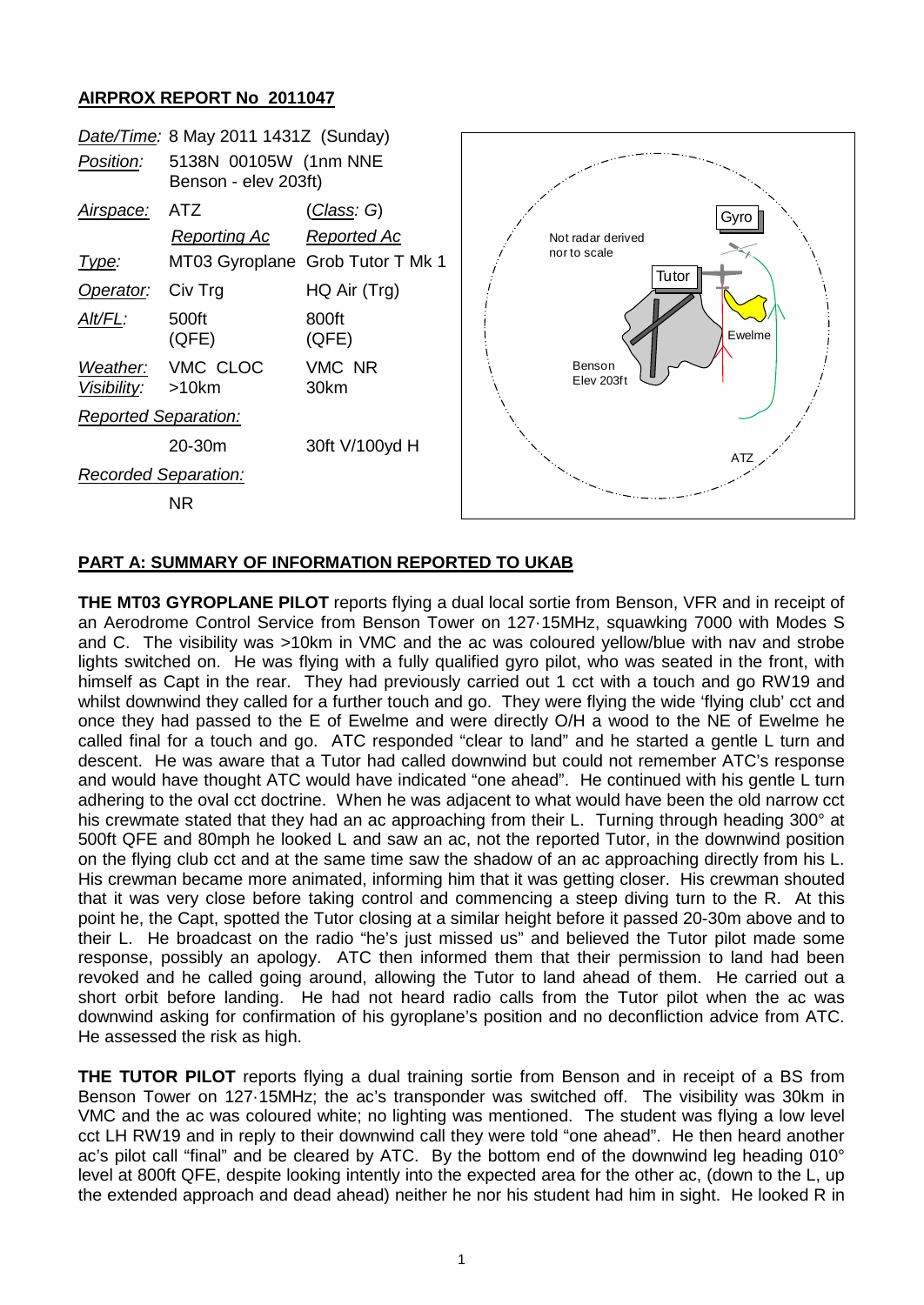## AIRPROX REPORT No 2011047

| | | |
|---|---|---|
| *Date/Time:* | 8 May 2011 1431Z (Sunday) | |
| *Position:* | 5138N 00105W (1nm NNE Benson - elev 203ft) | |
| *Airspace:* | ATZ | (*Class: G*) |
| | *Reporting Ac* | *Reported Ac* |
| *Type:* | MT03 Gyroplane | Grob Tutor T Mk 1 |
| *Operator:* | Civ Trg | HQ Air (Trg) |
| *Alt/FL:* | 500ft (QFE) | 800ft (QFE) |
| *Weather:* | VMC CLOC | VMC NR |
| *Visibility:* | >10km | 30km |
| *Reported Separation:* | | |
| | 20-30m | 30ft V/100yd H |
| *Recorded Separation:* | | |
| | NR | |

Not radar derived nor to scale

Gyro

Tutor

Ewelme

Benson Elev 203ft

ATZ

## PART A: SUMMARY OF INFORMATION REPORTED TO UKAB

**THE MT03 GYROPLANE PILOT** reports flying a dual local sortie from Benson, VFR and in receipt of an Aerodrome Control Service from Benson Tower on 127·15MHz, squawking 7000 with Modes S and C. The visibility was >10km in VMC and the ac was coloured yellow/blue with nav and strobe lights switched on. He was flying with a fully qualified gyro pilot, who was seated in the front, with himself as Capt in the rear. They had previously carried out 1 cct with a touch and go RW19 and whilst downwind they called for a further touch and go. They were flying the wide 'flying club' cct and once they had passed to the E of Ewelme and were directly O/H a wood to the NE of Ewelme he called final for a touch and go. ATC responded "clear to land" and he started a gentle L turn and descent. He was aware that a Tutor had called downwind but could not remember ATC's response and would have thought ATC would have indicated "one ahead". He continued with his gentle L turn adhering to the oval cct doctrine. When he was adjacent to what would have been the old narrow cct his crewmate stated that they had an ac approaching from their L. Turning through heading 300° at 500ft QFE and 80mph he looked L and saw an ac, not the reported Tutor, in the downwind position on the flying club cct and at the same time saw the shadow of an ac approaching directly from his L. His crewman became more animated, informing him that it was getting closer. His crewman shouted that it was very close before taking control and commencing a steep diving turn to the R. At this point he, the Capt, spotted the Tutor closing at a similar height before it passed 20-30m above and to their L. He broadcast on the radio "he's just missed us" and believed the Tutor pilot made some response, possibly an apology. ATC then informed them that their permission to land had been revoked and he called going around, allowing the Tutor to land ahead of them. He carried out a short orbit before landing. He had not heard radio calls from the Tutor pilot when the ac was downwind asking for confirmation of his gyroplane's position and no deconfliction advice from ATC. He assessed the risk as high.

**THE TUTOR PILOT** reports flying a dual training sortie from Benson and in receipt of a BS from Benson Tower on 127·15MHz; the ac's transponder was switched off. The visibility was 30km in VMC and the ac was coloured white; no lighting was mentioned. The student was flying a low level cct LH RW19 and in reply to their downwind call they were told "one ahead". He then heard another ac's pilot call "final" and be cleared by ATC. By the bottom end of the downwind leg heading 010° level at 800ft QFE, despite looking intently into the expected area for the other ac, (down to the L, up the extended approach and dead ahead) neither he nor his student had him in sight. He looked R in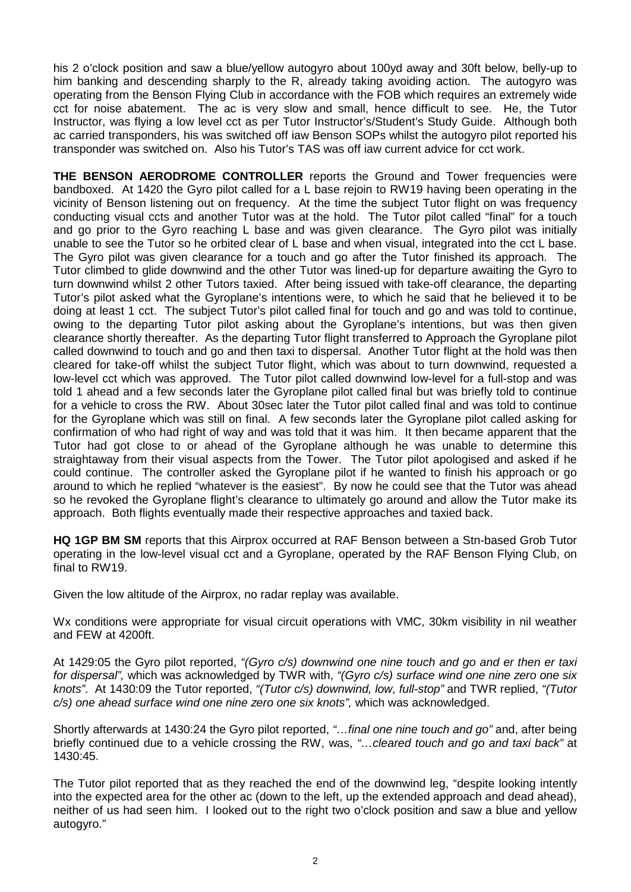his 2 o'clock position and saw a blue/yellow autogyro about 100yd away and 30ft below, belly-up to him banking and descending sharply to the R, already taking avoiding action. The autogyro was operating from the Benson Flying Club in accordance with the FOB which requires an extremely wide cct for noise abatement. The ac is very slow and small, hence difficult to see. He, the Tutor Instructor, was flying a low level cct as per Tutor Instructor's/Student's Study Guide. Although both ac carried transponders, his was switched off iaw Benson SOPs whilst the autogyro pilot reported his transponder was switched on. Also his Tutor's TAS was off iaw current advice for cct work.

**THE BENSON AERODROME CONTROLLER** reports the Ground and Tower frequencies were bandboxed. At 1420 the Gyro pilot called for a L base rejoin to RW19 having been operating in the vicinity of Benson listening out on frequency. At the time the subject Tutor flight on was frequency conducting visual ccts and another Tutor was at the hold. The Tutor pilot called "final" for a touch and go prior to the Gyro reaching L base and was given clearance. The Gyro pilot was initially unable to see the Tutor so he orbited clear of L base and when visual, integrated into the cct L base. The Gyro pilot was given clearance for a touch and go after the Tutor finished its approach. The Tutor climbed to glide downwind and the other Tutor was lined-up for departure awaiting the Gyro to turn downwind whilst 2 other Tutors taxied. After being issued with take-off clearance, the departing Tutor's pilot asked what the Gyroplane's intentions were, to which he said that he believed it to be doing at least 1 cct. The subject Tutor's pilot called final for touch and go and was told to continue, owing to the departing Tutor pilot asking about the Gyroplane's intentions, but was then given clearance shortly thereafter. As the departing Tutor flight transferred to Approach the Gyroplane pilot called downwind to touch and go and then taxi to dispersal. Another Tutor flight at the hold was then cleared for take-off whilst the subject Tutor flight, which was about to turn downwind, requested a low-level cct which was approved. The Tutor pilot called downwind low-level for a full-stop and was told 1 ahead and a few seconds later the Gyroplane pilot called final but was briefly told to continue for a vehicle to cross the RW. About 30sec later the Tutor pilot called final and was told to continue for the Gyroplane which was still on final. A few seconds later the Gyroplane pilot called asking for confirmation of who had right of way and was told that it was him. It then became apparent that the Tutor had got close to or ahead of the Gyroplane although he was unable to determine this straightaway from their visual aspects from the Tower. The Tutor pilot apologised and asked if he could continue. The controller asked the Gyroplane pilot if he wanted to finish his approach or go around to which he replied "whatever is the easiest". By now he could see that the Tutor was ahead so he revoked the Gyroplane flight's clearance to ultimately go around and allow the Tutor make its approach. Both flights eventually made their respective approaches and taxied back.

**HQ 1GP BM SM** reports that this Airprox occurred at RAF Benson between a Stn-based Grob Tutor operating in the low-level visual cct and a Gyroplane, operated by the RAF Benson Flying Club, on final to RW19.

Given the low altitude of the Airprox, no radar replay was available.

Wx conditions were appropriate for visual circuit operations with VMC, 30km visibility in nil weather and FEW at 4200ft.

At 1429:05 the Gyro pilot reported, *"(Gyro c/s) downwind one nine touch and go and er then er taxi for dispersal",* which was acknowledged by TWR with, *"(Gyro c/s) surface wind one nine zero one six knots"*. At 1430:09 the Tutor reported, *"(Tutor c/s) downwind, low, full-stop"* and TWR replied, *"(Tutor c/s) one ahead surface wind one nine zero one six knots",* which was acknowledged.

Shortly afterwards at 1430:24 the Gyro pilot reported, *"…final one nine touch and go"* and, after being briefly continued due to a vehicle crossing the RW, was, *"…cleared touch and go and taxi back"* at 1430:45.

The Tutor pilot reported that as they reached the end of the downwind leg, "despite looking intently into the expected area for the other ac (down to the left, up the extended approach and dead ahead), neither of us had seen him. I looked out to the right two o'clock position and saw a blue and yellow autogyro."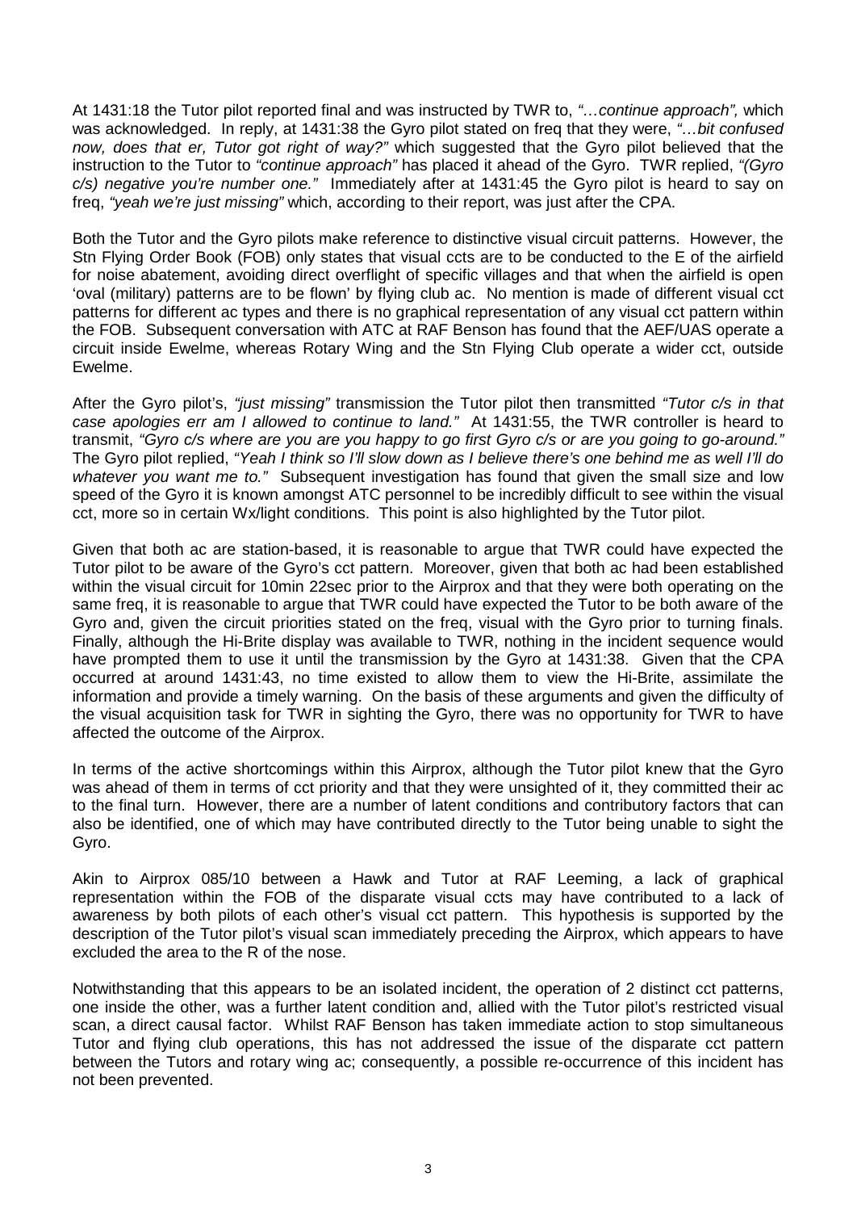At 1431:18 the Tutor pilot reported final and was instructed by TWR to, *"…continue approach",* which was acknowledged. In reply, at 1431:38 the Gyro pilot stated on freq that they were, *"…bit confused now, does that er, Tutor got right of way?"* which suggested that the Gyro pilot believed that the instruction to the Tutor to *"continue approach"* has placed it ahead of the Gyro. TWR replied, *"(Gyro c/s) negative you're number one."* Immediately after at 1431:45 the Gyro pilot is heard to say on freq, *"yeah we're just missing"* which, according to their report, was just after the CPA.

Both the Tutor and the Gyro pilots make reference to distinctive visual circuit patterns. However, the Stn Flying Order Book (FOB) only states that visual ccts are to be conducted to the E of the airfield for noise abatement, avoiding direct overflight of specific villages and that when the airfield is open 'oval (military) patterns are to be flown' by flying club ac. No mention is made of different visual cct patterns for different ac types and there is no graphical representation of any visual cct pattern within the FOB. Subsequent conversation with ATC at RAF Benson has found that the AEF/UAS operate a circuit inside Ewelme, whereas Rotary Wing and the Stn Flying Club operate a wider cct, outside Ewelme.

After the Gyro pilot's, *"just missing"* transmission the Tutor pilot then transmitted *"Tutor c/s in that case apologies err am I allowed to continue to land."* At 1431:55, the TWR controller is heard to transmit, *"Gyro c/s where are you are you happy to go first Gyro c/s or are you going to go-around."* The Gyro pilot replied, *"Yeah I think so I'll slow down as I believe there's one behind me as well I'll do whatever you want me to."* Subsequent investigation has found that given the small size and low speed of the Gyro it is known amongst ATC personnel to be incredibly difficult to see within the visual cct, more so in certain Wx/light conditions. This point is also highlighted by the Tutor pilot.

Given that both ac are station-based, it is reasonable to argue that TWR could have expected the Tutor pilot to be aware of the Gyro's cct pattern. Moreover, given that both ac had been established within the visual circuit for 10min 22sec prior to the Airprox and that they were both operating on the same freq, it is reasonable to argue that TWR could have expected the Tutor to be both aware of the Gyro and, given the circuit priorities stated on the freq, visual with the Gyro prior to turning finals. Finally, although the Hi-Brite display was available to TWR, nothing in the incident sequence would have prompted them to use it until the transmission by the Gyro at 1431:38. Given that the CPA occurred at around 1431:43, no time existed to allow them to view the Hi-Brite, assimilate the information and provide a timely warning. On the basis of these arguments and given the difficulty of the visual acquisition task for TWR in sighting the Gyro, there was no opportunity for TWR to have affected the outcome of the Airprox.

In terms of the active shortcomings within this Airprox, although the Tutor pilot knew that the Gyro was ahead of them in terms of cct priority and that they were unsighted of it, they committed their ac to the final turn. However, there are a number of latent conditions and contributory factors that can also be identified, one of which may have contributed directly to the Tutor being unable to sight the Gyro.

Akin to Airprox 085/10 between a Hawk and Tutor at RAF Leeming, a lack of graphical representation within the FOB of the disparate visual ccts may have contributed to a lack of awareness by both pilots of each other's visual cct pattern. This hypothesis is supported by the description of the Tutor pilot's visual scan immediately preceding the Airprox, which appears to have excluded the area to the R of the nose.

Notwithstanding that this appears to be an isolated incident, the operation of 2 distinct cct patterns, one inside the other, was a further latent condition and, allied with the Tutor pilot's restricted visual scan, a direct causal factor. Whilst RAF Benson has taken immediate action to stop simultaneous Tutor and flying club operations, this has not addressed the issue of the disparate cct pattern between the Tutors and rotary wing ac; consequently, a possible re-occurrence of this incident has not been prevented.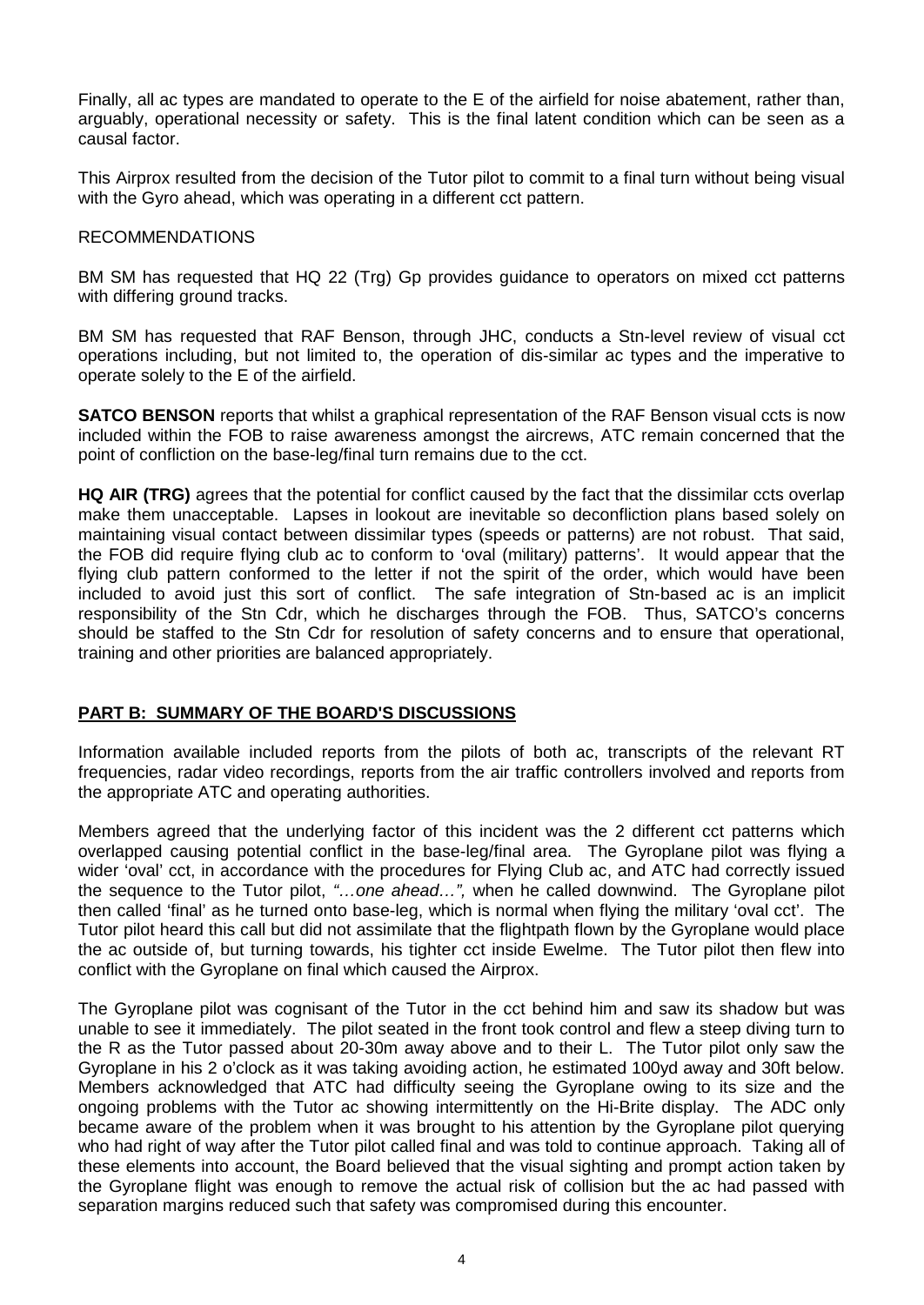Finally, all ac types are mandated to operate to the E of the airfield for noise abatement, rather than, arguably, operational necessity or safety. This is the final latent condition which can be seen as a causal factor.

This Airprox resulted from the decision of the Tutor pilot to commit to a final turn without being visual with the Gyro ahead, which was operating in a different cct pattern.

RECOMMENDATIONS

BM SM has requested that HQ 22 (Trg) Gp provides guidance to operators on mixed cct patterns with differing ground tracks.

BM SM has requested that RAF Benson, through JHC, conducts a Stn-level review of visual cct operations including, but not limited to, the operation of dis-similar ac types and the imperative to operate solely to the E of the airfield.

**SATCO BENSON** reports that whilst a graphical representation of the RAF Benson visual ccts is now included within the FOB to raise awareness amongst the aircrews, ATC remain concerned that the point of confliction on the base-leg/final turn remains due to the cct.

**HQ AIR (TRG)** agrees that the potential for conflict caused by the fact that the dissimilar ccts overlap make them unacceptable. Lapses in lookout are inevitable so deconfliction plans based solely on maintaining visual contact between dissimilar types (speeds or patterns) are not robust. That said, the FOB did require flying club ac to conform to 'oval (military) patterns'. It would appear that the flying club pattern conformed to the letter if not the spirit of the order, which would have been included to avoid just this sort of conflict. The safe integration of Stn-based ac is an implicit responsibility of the Stn Cdr, which he discharges through the FOB. Thus, SATCO's concerns should be staffed to the Stn Cdr for resolution of safety concerns and to ensure that operational, training and other priorities are balanced appropriately.

## PART B: SUMMARY OF THE BOARD'S DISCUSSIONS

Information available included reports from the pilots of both ac, transcripts of the relevant RT frequencies, radar video recordings, reports from the air traffic controllers involved and reports from the appropriate ATC and operating authorities.

Members agreed that the underlying factor of this incident was the 2 different cct patterns which overlapped causing potential conflict in the base-leg/final area. The Gyroplane pilot was flying a wider 'oval' cct, in accordance with the procedures for Flying Club ac, and ATC had correctly issued the sequence to the Tutor pilot, *"…one ahead…",* when he called downwind. The Gyroplane pilot then called 'final' as he turned onto base-leg, which is normal when flying the military 'oval cct'. The Tutor pilot heard this call but did not assimilate that the flightpath flown by the Gyroplane would place the ac outside of, but turning towards, his tighter cct inside Ewelme. The Tutor pilot then flew into conflict with the Gyroplane on final which caused the Airprox.

The Gyroplane pilot was cognisant of the Tutor in the cct behind him and saw its shadow but was unable to see it immediately. The pilot seated in the front took control and flew a steep diving turn to the R as the Tutor passed about 20-30m away above and to their L. The Tutor pilot only saw the Gyroplane in his 2 o'clock as it was taking avoiding action, he estimated 100yd away and 30ft below. Members acknowledged that ATC had difficulty seeing the Gyroplane owing to its size and the ongoing problems with the Tutor ac showing intermittently on the Hi-Brite display. The ADC only became aware of the problem when it was brought to his attention by the Gyroplane pilot querying who had right of way after the Tutor pilot called final and was told to continue approach. Taking all of these elements into account, the Board believed that the visual sighting and prompt action taken by the Gyroplane flight was enough to remove the actual risk of collision but the ac had passed with separation margins reduced such that safety was compromised during this encounter.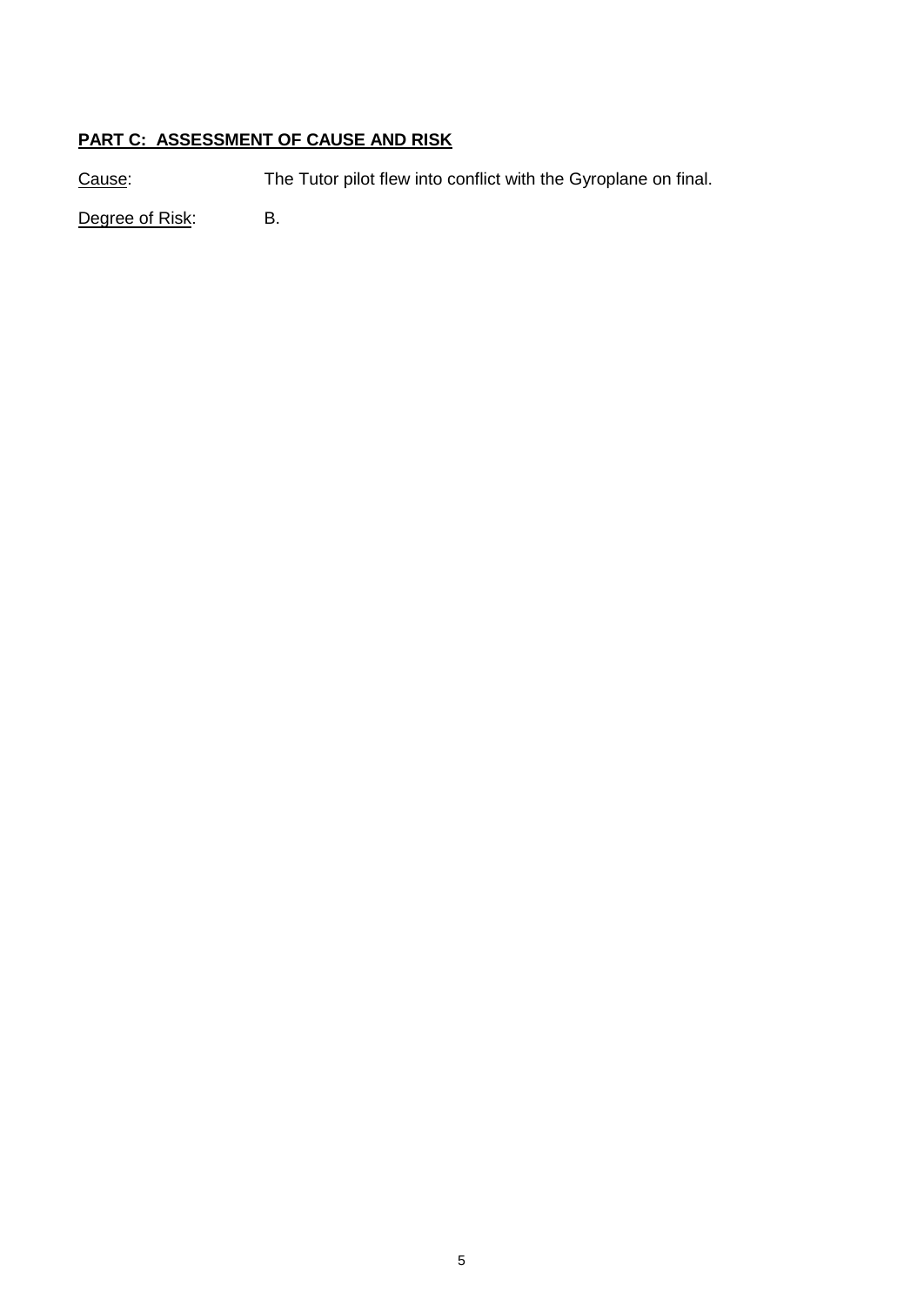**PART C: ASSESSMENT OF CAUSE AND RISK**

Cause: The Tutor pilot flew into conflict with the Gyroplane on final.

Degree of Risk: B.